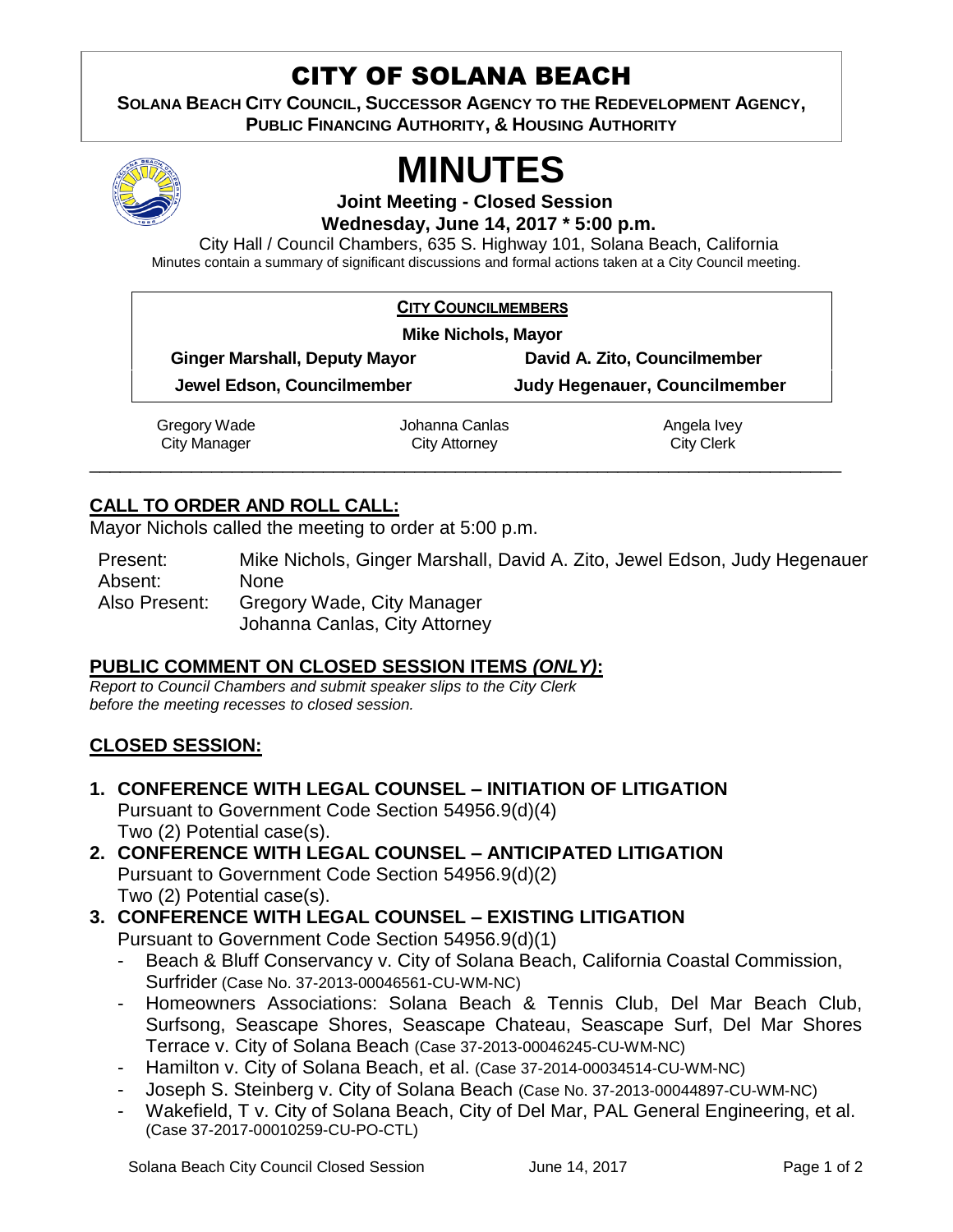# CITY OF SOLANA BEACH

**SOLANA BEACH CITY COUNCIL, SUCCESSOR AGENCY TO THE REDEVELOPMENT AGENCY, PUBLIC FINANCING AUTHORITY, & HOUSING AUTHORITY**

# MINUTES

**Joint Meeting - Closed Session**

**Wednesday, June 14, 2017 * 5:00 p.m.**

City Hall / Council Chambers, 635 S. Highway 101, Solana Beach, California

Minutes contain a summary of significant discussions and formal actions taken at a City Council meeting.

**CITY COUNCILMEMBERS**

**Mike Nichols, Mayor**

| | |
|---|---|
| **Ginger Marshall, Deputy Mayor** | **David A. Zito, Councilmember** |
| **Jewel Edson, Councilmember** | **Judy Hegenauer, Councilmember** |

| | | |
|---|---|---|
| Gregory Wade<br>City Manager | Johanna Canlas<br>City Attorney | Angela Ivey<br>City Clerk |

## CALL TO ORDER AND ROLL CALL:

Mayor Nichols called the meeting to order at 5:00 p.m.

| | |
|---|---|
| Present: | Mike Nichols, Ginger Marshall, David A. Zito, Jewel Edson, Judy Hegenauer |
| Absent: | None |
| Also Present: | Gregory Wade, City Manager<br>Johanna Canlas, City Attorney |

## PUBLIC COMMENT ON CLOSED SESSION ITEMS *(ONLY)*:

*Report to Council Chambers and submit speaker slips to the City Clerk before the meeting recesses to closed session.*

## CLOSED SESSION:

1. **CONFERENCE WITH LEGAL COUNSEL – INITIATION OF LITIGATION**
   Pursuant to Government Code Section 54956.9(d)(4)
   Two (2) Potential case(s).
2. **CONFERENCE WITH LEGAL COUNSEL – ANTICIPATED LITIGATION**
   Pursuant to Government Code Section 54956.9(d)(2)
   Two (2) Potential case(s).
3. **CONFERENCE WITH LEGAL COUNSEL – EXISTING LITIGATION**
   Pursuant to Government Code Section 54956.9(d)(1)
   - Beach & Bluff Conservancy v. City of Solana Beach, California Coastal Commission, Surfrider (Case No. 37-2013-00046561-CU-WM-NC)
   - Homeowners Associations: Solana Beach & Tennis Club, Del Mar Beach Club, Surfsong, Seascape Shores, Seascape Chateau, Seascape Surf, Del Mar Shores Terrace v. City of Solana Beach (Case 37-2013-00046245-CU-WM-NC)
   - Hamilton v. City of Solana Beach, et al. (Case 37-2014-00034514-CU-WM-NC)
   - Joseph S. Steinberg v. City of Solana Beach (Case No. 37-2013-00044897-CU-WM-NC)
   - Wakefield, T v. City of Solana Beach, City of Del Mar, PAL General Engineering, et al. (Case 37-2017-00010259-CU-PO-CTL)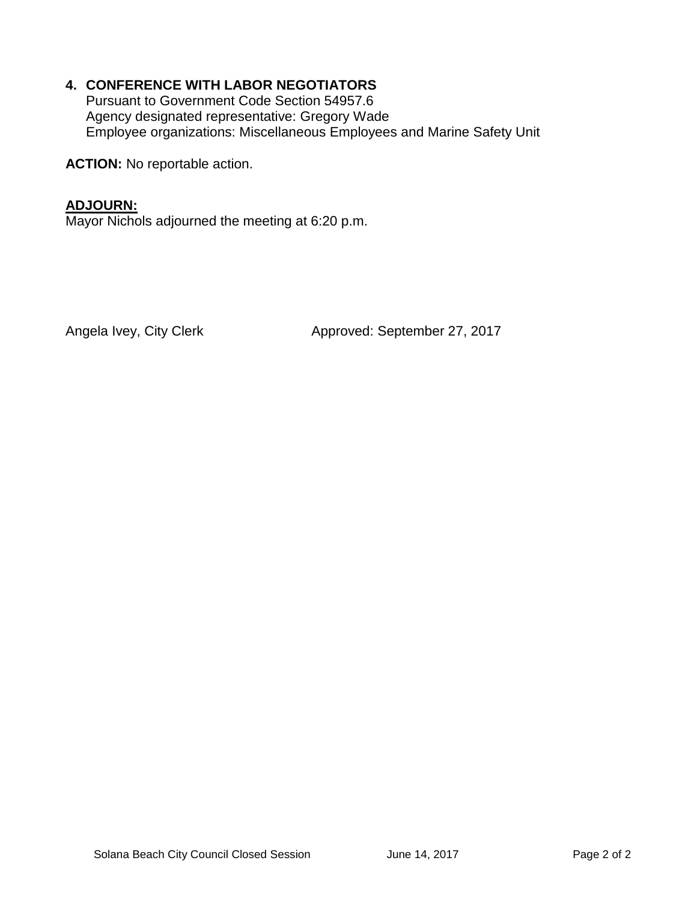**4. CONFERENCE WITH LABOR NEGOTIATORS**

Pursuant to Government Code Section 54957.6
Agency designated representative: Gregory Wade
Employee organizations: Miscellaneous Employees and Marine Safety Unit

**ACTION:** No reportable action.

**ADJOURN:**

Mayor Nichols adjourned the meeting at 6:20 p.m.

Angela Ivey, City Clerk    Approved: September 27, 2017